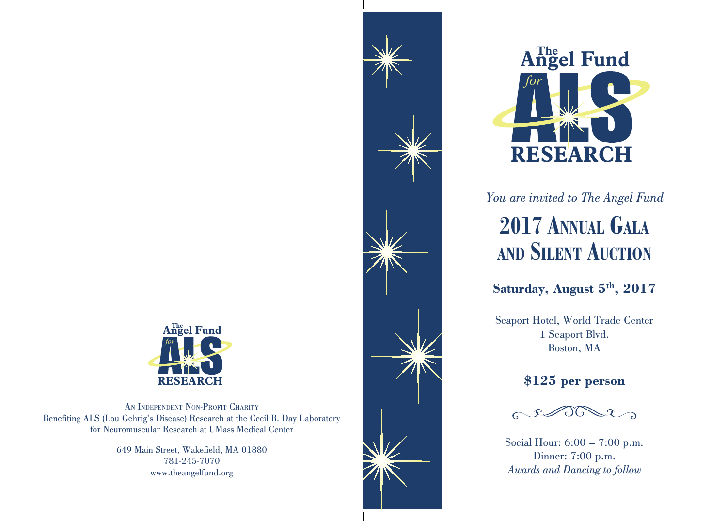The Angel Fund *for* ALS RESEARCH

AN INDEPENDENT NON-PROFIT CHARITY
Benefiting ALS (Lou Gehrig's Disease) Research at the Cecil B. Day Laboratory for Neuromuscular Research at UMass Medical Center

649 Main Street, Wakefield, MA 01880
781-245-7070
www.theangelfund.org

The Angel Fund *for* ALS RESEARCH

*You are invited to The Angel Fund*

# 2017 ANNUAL GALA AND SILENT AUCTION

**Saturday, August 5th, 2017**

Seaport Hotel, World Trade Center
1 Seaport Blvd.
Boston, MA

**$125 per person**

Social Hour: 6:00 – 7:00 p.m.
Dinner: 7:00 p.m.
*Awards and Dancing to follow*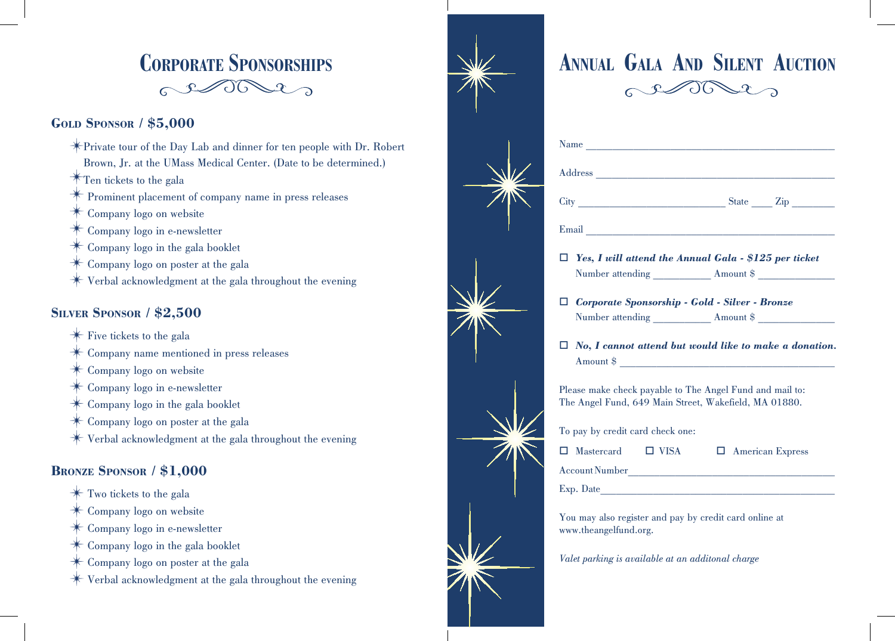# Corporate Sponsorships

## Gold Sponsor / $5,000

- Private tour of the Day Lab and dinner for ten people with Dr. Robert Brown, Jr. at the UMass Medical Center. (Date to be determined.)
- Ten tickets to the gala
- Prominent placement of company name in press releases
- Company logo on website
- Company logo in e-newsletter
- Company logo in the gala booklet
- Company logo on poster at the gala
- Verbal acknowledgment at the gala throughout the evening

## Silver Sponsor / $2,500

- Five tickets to the gala
- Company name mentioned in press releases
- Company logo on website
- Company logo in e-newsletter
- Company logo in the gala booklet
- Company logo on poster at the gala
- Verbal acknowledgment at the gala throughout the evening

## Bronze Sponsor / $1,000

- Two tickets to the gala
- Company logo on website
- Company logo in e-newsletter
- Company logo in the gala booklet
- Company logo on poster at the gala
- Verbal acknowledgment at the gala throughout the evening

# Annual Gala And Silent Auction

Name ______________________________________________

Address ____________________________________________

City __________________________ State ____ Zip ________

Email ______________________________________________

☐ ***Yes, I will attend the Annual Gala - $125 per ticket***
Number attending __________ Amount $ ______________

☐ ***Corporate Sponsorship - Gold - Silver - Bronze***
Number attending __________ Amount $ ______________

☐ ***No, I cannot attend but would like to make a donation.***
Amount $ ___________________________________________

Please make check payable to The Angel Fund and mail to:
The Angel Fund, 649 Main Street, Wakefield, MA 01880.

To pay by credit card check one:

☐ Mastercard ☐ VISA ☐ American Express

Account Number______________________________________

Exp. Date___________________________________________

You may also register and pay by credit card online at www.theangelfund.org.

*Valet parking is available at an additonal charge*